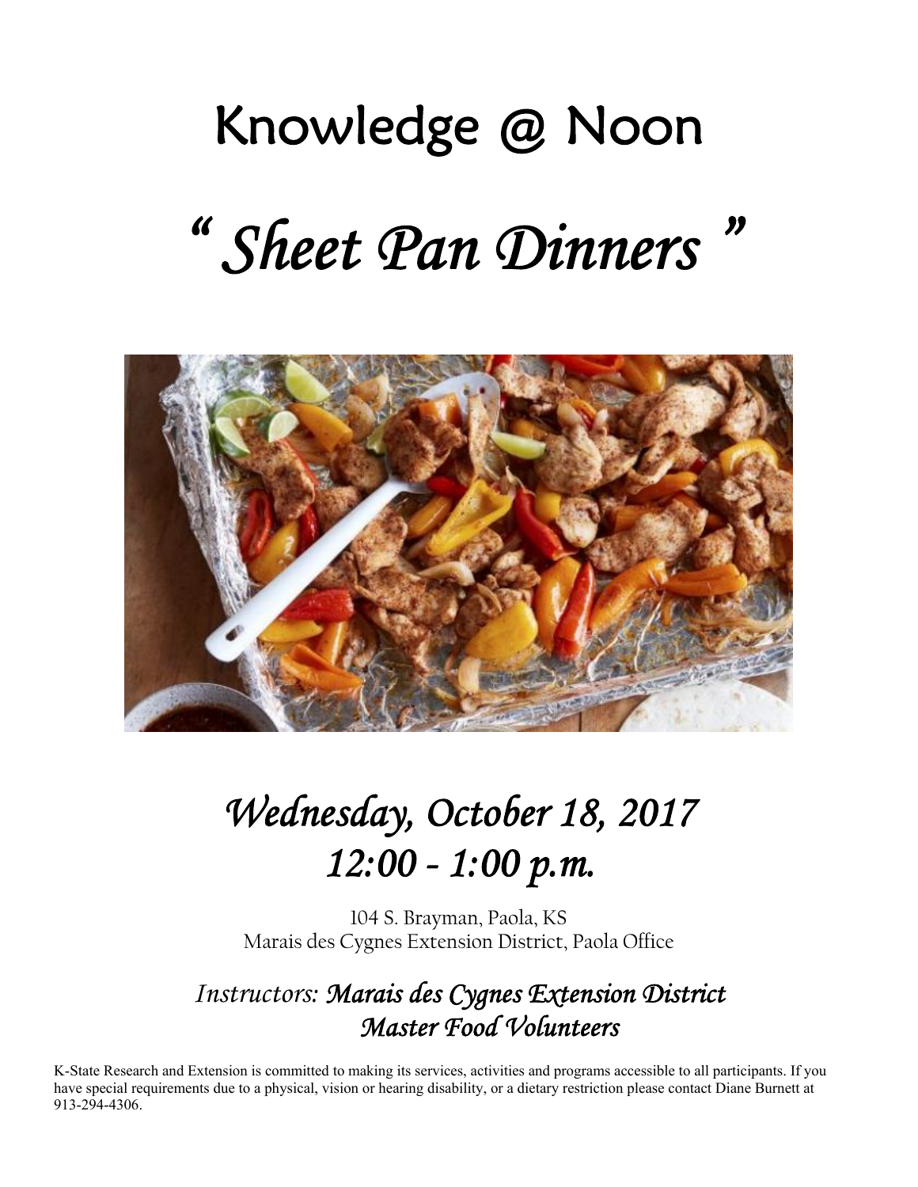# Knowledge @ Noon

## *" Sheet Pan Dinners "*

## *Wednesday, October 18, 2017*
## *12:00 - 1:00 p.m.*

104 S. Brayman, Paola, KS
Marais des Cygnes Extension District, Paola Office

*Instructors: **Marais des Cygnes Extension District Master Food Volunteers***

K-State Research and Extension is committed to making its services, activities and programs accessible to all participants. If you have special requirements due to a physical, vision or hearing disability, or a dietary restriction please contact Diane Burnett at 913-294-4306.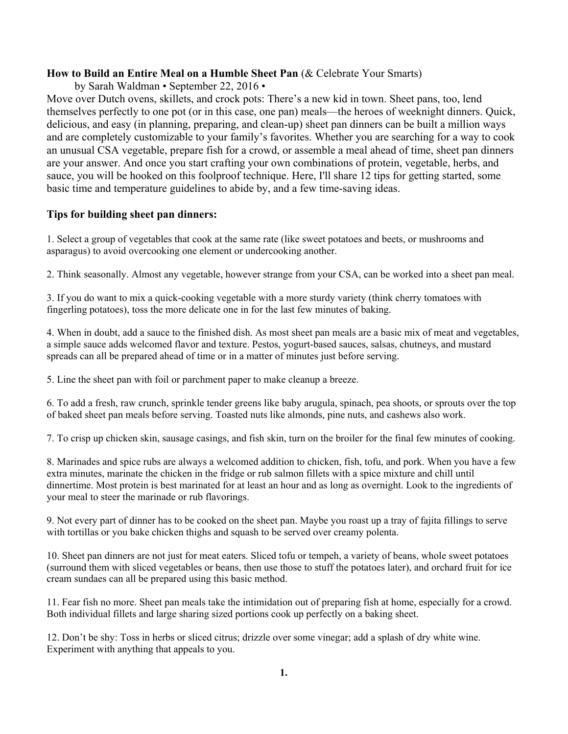**How to Build an Entire Meal on a Humble Sheet Pan** (& Celebrate Your Smarts)

by Sarah Waldman • September 22, 2016 •

Move over Dutch ovens, skillets, and crock pots: There's a new kid in town. Sheet pans, too, lend themselves perfectly to one pot (or in this case, one pan) meals—the heroes of weeknight dinners. Quick, delicious, and easy (in planning, preparing, and clean-up) sheet pan dinners can be built a million ways and are completely customizable to your family's favorites. Whether you are searching for a way to cook an unusual CSA vegetable, prepare fish for a crowd, or assemble a meal ahead of time, sheet pan dinners are your answer. And once you start crafting your own combinations of protein, vegetable, herbs, and sauce, you will be hooked on this foolproof technique. Here, I'll share 12 tips for getting started, some basic time and temperature guidelines to abide by, and a few time-saving ideas.

### Tips for building sheet pan dinners:

1. Select a group of vegetables that cook at the same rate (like sweet potatoes and beets, or mushrooms and asparagus) to avoid overcooking one element or undercooking another.

2. Think seasonally. Almost any vegetable, however strange from your CSA, can be worked into a sheet pan meal.

3. If you do want to mix a quick-cooking vegetable with a more sturdy variety (think cherry tomatoes with fingerling potatoes), toss the more delicate one in for the last few minutes of baking.

4. When in doubt, add a sauce to the finished dish. As most sheet pan meals are a basic mix of meat and vegetables, a simple sauce adds welcomed flavor and texture. Pestos, yogurt-based sauces, salsas, chutneys, and mustard spreads can all be prepared ahead of time or in a matter of minutes just before serving.

5. Line the sheet pan with foil or parchment paper to make cleanup a breeze.

6. To add a fresh, raw crunch, sprinkle tender greens like baby arugula, spinach, pea shoots, or sprouts over the top of baked sheet pan meals before serving. Toasted nuts like almonds, pine nuts, and cashews also work.

7. To crisp up chicken skin, sausage casings, and fish skin, turn on the broiler for the final few minutes of cooking.

8. Marinades and spice rubs are always a welcomed addition to chicken, fish, tofu, and pork. When you have a few extra minutes, marinate the chicken in the fridge or rub salmon fillets with a spice mixture and chill until dinnertime. Most protein is best marinated for at least an hour and as long as overnight. Look to the ingredients of your meal to steer the marinade or rub flavorings.

9. Not every part of dinner has to be cooked on the sheet pan. Maybe you roast up a tray of fajita fillings to serve with tortillas or you bake chicken thighs and squash to be served over creamy polenta.

10. Sheet pan dinners are not just for meat eaters. Sliced tofu or tempeh, a variety of beans, whole sweet potatoes (surround them with sliced vegetables or beans, then use those to stuff the potatoes later), and orchard fruit for ice cream sundaes can all be prepared using this basic method.

11. Fear fish no more. Sheet pan meals take the intimidation out of preparing fish at home, especially for a crowd. Both individual fillets and large sharing sized portions cook up perfectly on a baking sheet.

12. Don't be shy: Toss in herbs or sliced citrus; drizzle over some vinegar; add a splash of dry white wine. Experiment with anything that appeals to you.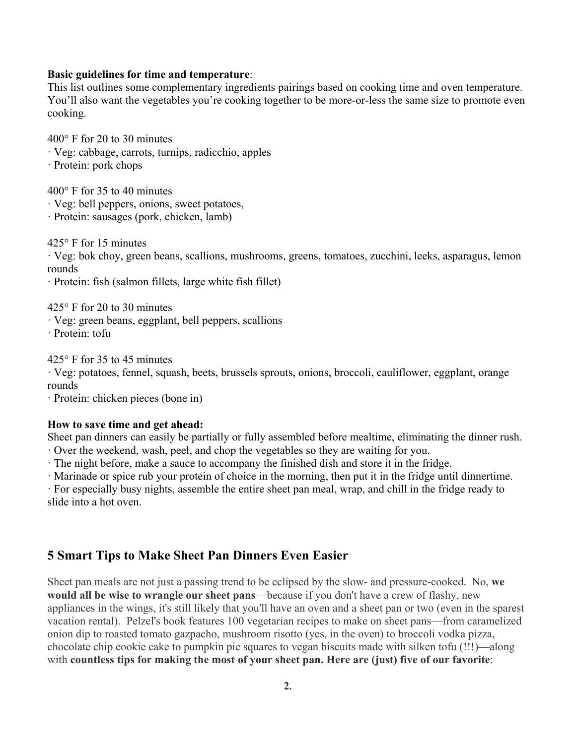**Basic guidelines for time and temperature**:

This list outlines some complementary ingredients pairings based on cooking time and oven temperature. You'll also want the vegetables you're cooking together to be more-or-less the same size to promote even cooking.

400° F for 20 to 30 minutes

· Veg: cabbage, carrots, turnips, radicchio, apples

· Protein: pork chops

400° F for 35 to 40 minutes

· Veg: bell peppers, onions, sweet potatoes,

· Protein: sausages (pork, chicken, lamb)

425° F for 15 minutes

· Veg: bok choy, green beans, scallions, mushrooms, greens, tomatoes, zucchini, leeks, asparagus, lemon rounds

· Protein: fish (salmon fillets, large white fish fillet)

425° F for 20 to 30 minutes

· Veg: green beans, eggplant, bell peppers, scallions

· Protein: tofu

425° F for 35 to 45 minutes

· Veg: potatoes, fennel, squash, beets, brussels sprouts, onions, broccoli, cauliflower, eggplant, orange rounds

· Protein: chicken pieces (bone in)

**How to save time and get ahead:**

Sheet pan dinners can easily be partially or fully assembled before mealtime, eliminating the dinner rush.

· Over the weekend, wash, peel, and chop the vegetables so they are waiting for you.

· The night before, make a sauce to accompany the finished dish and store it in the fridge.

· Marinade or spice rub your protein of choice in the morning, then put it in the fridge until dinnertime.

· For especially busy nights, assemble the entire sheet pan meal, wrap, and chill in the fridge ready to slide into a hot oven.

## 5 Smart Tips to Make Sheet Pan Dinners Even Easier

Sheet pan meals are not just a passing trend to be eclipsed by the slow- and pressure-cooked. No, **we would all be wise to wrangle our sheet pans**—because if you don't have a crew of flashy, new appliances in the wings, it's still likely that you'll have an oven and a sheet pan or two (even in the sparest vacation rental). Pelzel's book features 100 vegetarian recipes to make on sheet pans—from caramelized onion dip to roasted tomato gazpacho, mushroom risotto (yes, in the oven) to broccoli vodka pizza, chocolate chip cookie cake to pumpkin pie squares to vegan biscuits made with silken tofu (!!!)—along with **countless tips for making the most of your sheet pan. Here are (just) five of our favorite**:

**2.**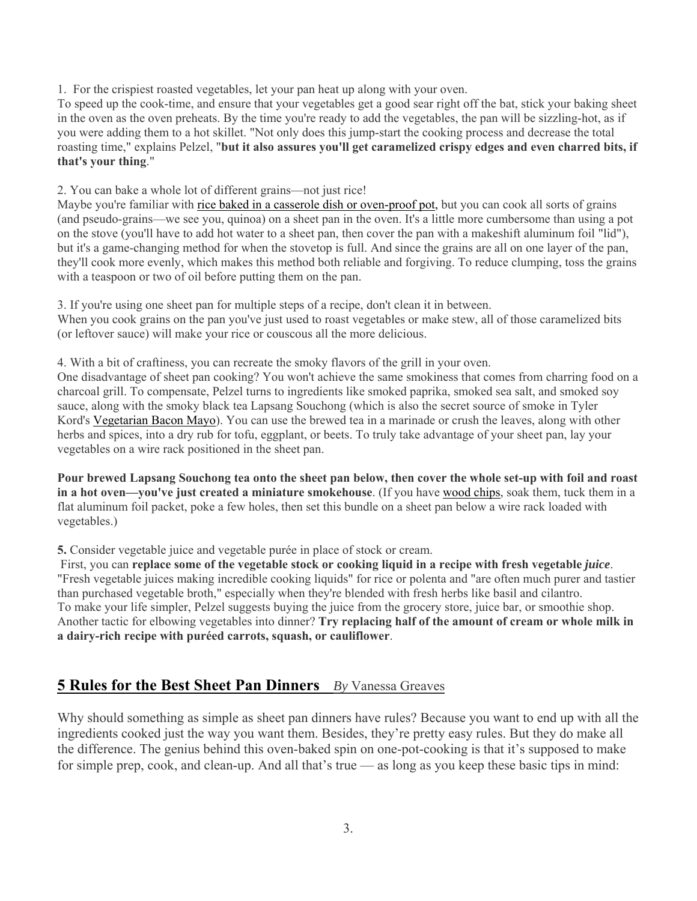1. For the crispiest roasted vegetables, let your pan heat up along with your oven.
To speed up the cook-time, and ensure that your vegetables get a good sear right off the bat, stick your baking sheet in the oven as the oven preheats. By the time you're ready to add the vegetables, the pan will be sizzling-hot, as if you were adding them to a hot skillet. "Not only does this jump-start the cooking process and decrease the total roasting time," explains Pelzel, "**but it also assures you'll get caramelized crispy edges and even charred bits, if that's your thing**."

2. You can bake a whole lot of different grains—not just rice!
Maybe you're familiar with rice baked in a casserole dish or oven-proof pot, but you can cook all sorts of grains (and pseudo-grains—we see you, quinoa) on a sheet pan in the oven. It's a little more cumbersome than using a pot on the stove (you'll have to add hot water to a sheet pan, then cover the pan with a makeshift aluminum foil "lid"), but it's a game-changing method for when the stovetop is full. And since the grains are all on one layer of the pan, they'll cook more evenly, which makes this method both reliable and forgiving. To reduce clumping, toss the grains with a teaspoon or two of oil before putting them on the pan.

3. If you're using one sheet pan for multiple steps of a recipe, don't clean it in between.
When you cook grains on the pan you've just used to roast vegetables or make stew, all of those caramelized bits (or leftover sauce) will make your rice or couscous all the more delicious.

4. With a bit of craftiness, you can recreate the smoky flavors of the grill in your oven.
One disadvantage of sheet pan cooking? You won't achieve the same smokiness that comes from charring food on a charcoal grill. To compensate, Pelzel turns to ingredients like smoked paprika, smoked sea salt, and smoked soy sauce, along with the smoky black tea Lapsang Souchong (which is also the secret source of smoke in Tyler Kord's Vegetarian Bacon Mayo). You can use the brewed tea in a marinade or crush the leaves, along with other herbs and spices, into a dry rub for tofu, eggplant, or beets. To truly take advantage of your sheet pan, lay your vegetables on a wire rack positioned in the sheet pan.

**Pour brewed Lapsang Souchong tea onto the sheet pan below, then cover the whole set-up with foil and roast in a hot oven—you've just created a miniature smokehouse**. (If you have wood chips, soak them, tuck them in a flat aluminum foil packet, poke a few holes, then set this bundle on a sheet pan below a wire rack loaded with vegetables.)

**5.** Consider vegetable juice and vegetable purée in place of stock or cream.
First, you can **replace some of the vegetable stock or cooking liquid in a recipe with fresh vegetable *juice***. "Fresh vegetable juices making incredible cooking liquids" for rice or polenta and "are often much purer and tastier than purchased vegetable broth," especially when they're blended with fresh herbs like basil and cilantro.
To make your life simpler, Pelzel suggests buying the juice from the grocery store, juice bar, or smoothie shop. Another tactic for elbowing vegetables into dinner? **Try replacing half of the amount of cream or whole milk in a dairy-rich recipe with puréed carrots, squash, or cauliflower**.

## 5 Rules for the Best Sheet Pan Dinners *By* Vanessa Greaves

Why should something as simple as sheet pan dinners have rules? Because you want to end up with all the ingredients cooked just the way you want them. Besides, they're pretty easy rules. But they do make all the difference. The genius behind this oven-baked spin on one-pot-cooking is that it's supposed to make for simple prep, cook, and clean-up. And all that's true — as long as you keep these basic tips in mind: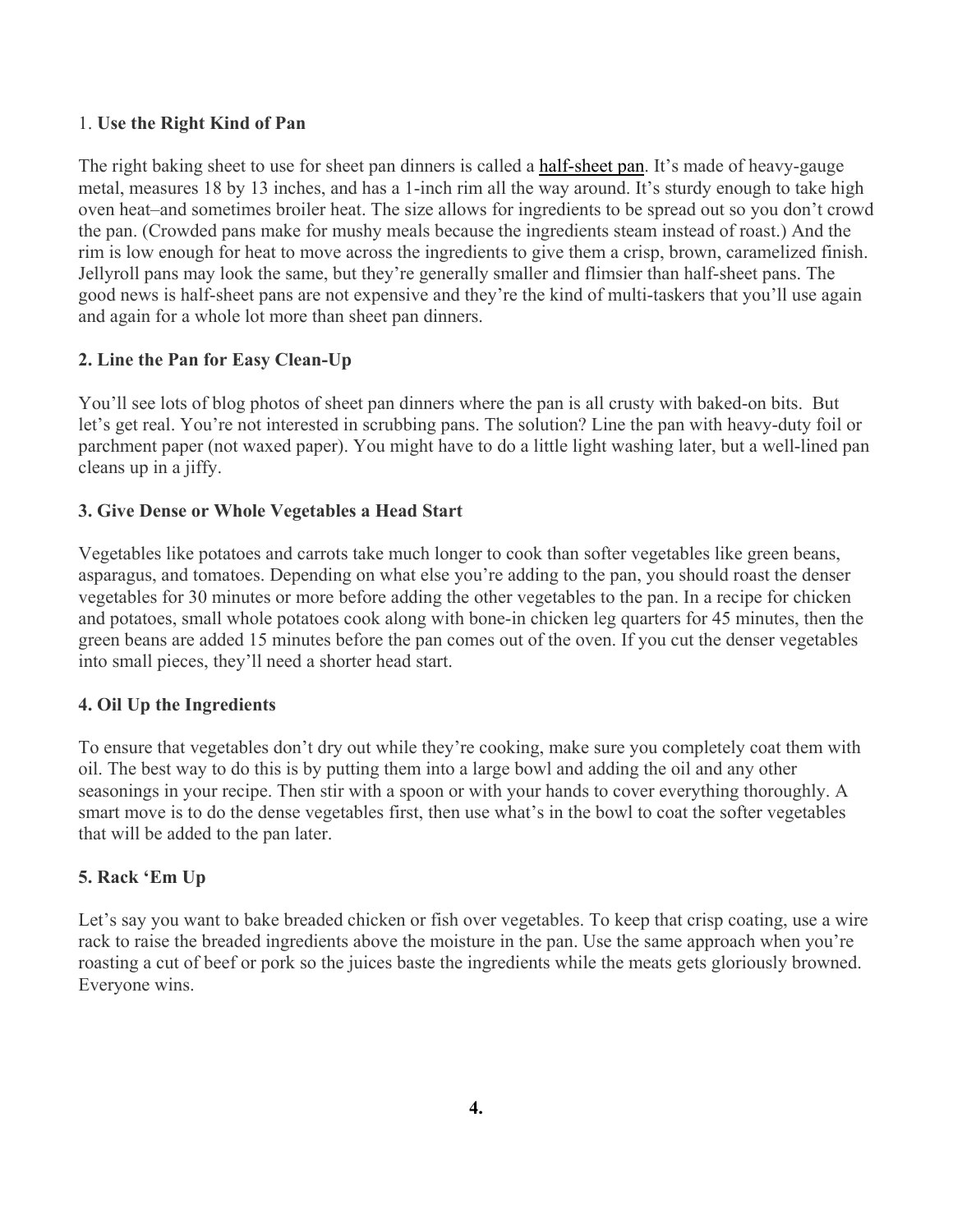1. **Use the Right Kind of Pan**

The right baking sheet to use for sheet pan dinners is called a half-sheet pan. It's made of heavy-gauge metal, measures 18 by 13 inches, and has a 1-inch rim all the way around. It's sturdy enough to take high oven heat–and sometimes broiler heat. The size allows for ingredients to be spread out so you don't crowd the pan. (Crowded pans make for mushy meals because the ingredients steam instead of roast.) And the rim is low enough for heat to move across the ingredients to give them a crisp, brown, caramelized finish. Jellyroll pans may look the same, but they're generally smaller and flimsier than half-sheet pans. The good news is half-sheet pans are not expensive and they're the kind of multi-taskers that you'll use again and again for a whole lot more than sheet pan dinners.

**2. Line the Pan for Easy Clean-Up**

You'll see lots of blog photos of sheet pan dinners where the pan is all crusty with baked-on bits. But let's get real. You're not interested in scrubbing pans. The solution? Line the pan with heavy-duty foil or parchment paper (not waxed paper). You might have to do a little light washing later, but a well-lined pan cleans up in a jiffy.

**3. Give Dense or Whole Vegetables a Head Start**

Vegetables like potatoes and carrots take much longer to cook than softer vegetables like green beans, asparagus, and tomatoes. Depending on what else you're adding to the pan, you should roast the denser vegetables for 30 minutes or more before adding the other vegetables to the pan. In a recipe for chicken and potatoes, small whole potatoes cook along with bone-in chicken leg quarters for 45 minutes, then the green beans are added 15 minutes before the pan comes out of the oven. If you cut the denser vegetables into small pieces, they'll need a shorter head start.

**4. Oil Up the Ingredients**

To ensure that vegetables don't dry out while they're cooking, make sure you completely coat them with oil. The best way to do this is by putting them into a large bowl and adding the oil and any other seasonings in your recipe. Then stir with a spoon or with your hands to cover everything thoroughly. A smart move is to do the dense vegetables first, then use what's in the bowl to coat the softer vegetables that will be added to the pan later.

**5. Rack 'Em Up**

Let's say you want to bake breaded chicken or fish over vegetables. To keep that crisp coating, use a wire rack to raise the breaded ingredients above the moisture in the pan. Use the same approach when you're roasting a cut of beef or pork so the juices baste the ingredients while the meats gets gloriously browned. Everyone wins.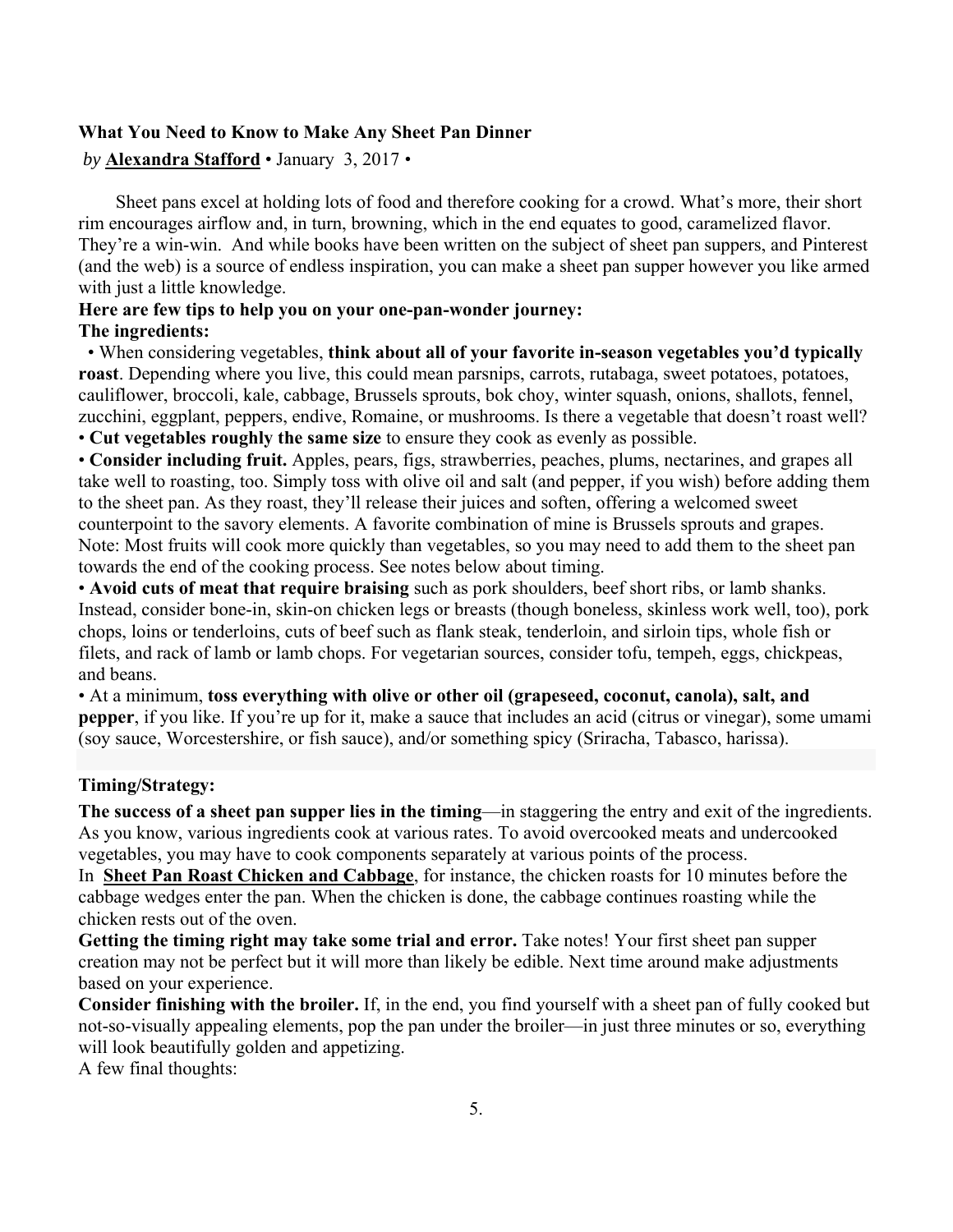## What You Need to Know to Make Any Sheet Pan Dinner

*by* **Alexandra Stafford** • January 3, 2017 •

Sheet pans excel at holding lots of food and therefore cooking for a crowd. What's more, their short rim encourages airflow and, in turn, browning, which in the end equates to good, caramelized flavor. They're a win-win. And while books have been written on the subject of sheet pan suppers, and Pinterest (and the web) is a source of endless inspiration, you can make a sheet pan supper however you like armed with just a little knowledge.

**Here are few tips to help you on your one-pan-wonder journey:**

**The ingredients:**

- When considering vegetables, **think about all of your favorite in-season vegetables you'd typically roast**. Depending where you live, this could mean parsnips, carrots, rutabaga, sweet potatoes, potatoes, cauliflower, broccoli, kale, cabbage, Brussels sprouts, bok choy, winter squash, onions, shallots, fennel, zucchini, eggplant, peppers, endive, Romaine, or mushrooms. Is there a vegetable that doesn't roast well?
- **Cut vegetables roughly the same size** to ensure they cook as evenly as possible.
- **Consider including fruit.** Apples, pears, figs, strawberries, peaches, plums, nectarines, and grapes all take well to roasting, too. Simply toss with olive oil and salt (and pepper, if you wish) before adding them to the sheet pan. As they roast, they'll release their juices and soften, offering a welcomed sweet counterpoint to the savory elements. A favorite combination of mine is Brussels sprouts and grapes. Note: Most fruits will cook more quickly than vegetables, so you may need to add them to the sheet pan towards the end of the cooking process. See notes below about timing.
- **Avoid cuts of meat that require braising** such as pork shoulders, beef short ribs, or lamb shanks. Instead, consider bone-in, skin-on chicken legs or breasts (though boneless, skinless work well, too), pork chops, loins or tenderloins, cuts of beef such as flank steak, tenderloin, and sirloin tips, whole fish or filets, and rack of lamb or lamb chops. For vegetarian sources, consider tofu, tempeh, eggs, chickpeas, and beans.
- At a minimum, **toss everything with olive or other oil (grapeseed, coconut, canola), salt, and pepper**, if you like. If you're up for it, make a sauce that includes an acid (citrus or vinegar), some umami (soy sauce, Worcestershire, or fish sauce), and/or something spicy (Sriracha, Tabasco, harissa).

**Timing/Strategy:**

**The success of a sheet pan supper lies in the timing**—in staggering the entry and exit of the ingredients. As you know, various ingredients cook at various rates. To avoid overcooked meats and undercooked vegetables, you may have to cook components separately at various points of the process.

In **Sheet Pan Roast Chicken and Cabbage**, for instance, the chicken roasts for 10 minutes before the cabbage wedges enter the pan. When the chicken is done, the cabbage continues roasting while the chicken rests out of the oven.

**Getting the timing right may take some trial and error.** Take notes! Your first sheet pan supper creation may not be perfect but it will more than likely be edible. Next time around make adjustments based on your experience.

**Consider finishing with the broiler.** If, in the end, you find yourself with a sheet pan of fully cooked but not-so-visually appealing elements, pop the pan under the broiler—in just three minutes or so, everything will look beautifully golden and appetizing.

A few final thoughts: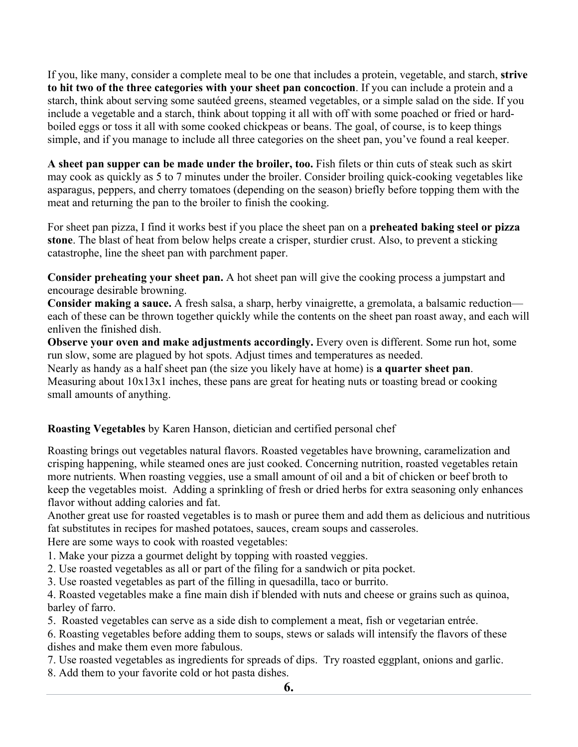If you, like many, consider a complete meal to be one that includes a protein, vegetable, and starch, **strive to hit two of the three categories with your sheet pan concoction**. If you can include a protein and a starch, think about serving some sautéed greens, steamed vegetables, or a simple salad on the side. If you include a vegetable and a starch, think about topping it all with off with some poached or fried or hard-boiled eggs or toss it all with some cooked chickpeas or beans. The goal, of course, is to keep things simple, and if you manage to include all three categories on the sheet pan, you've found a real keeper.

**A sheet pan supper can be made under the broiler, too.** Fish filets or thin cuts of steak such as skirt may cook as quickly as 5 to 7 minutes under the broiler. Consider broiling quick-cooking vegetables like asparagus, peppers, and cherry tomatoes (depending on the season) briefly before topping them with the meat and returning the pan to the broiler to finish the cooking.

For sheet pan pizza, I find it works best if you place the sheet pan on a **preheated baking steel or pizza stone**. The blast of heat from below helps create a crisper, sturdier crust. Also, to prevent a sticking catastrophe, line the sheet pan with parchment paper.

**Consider preheating your sheet pan.** A hot sheet pan will give the cooking process a jumpstart and encourage desirable browning.

**Consider making a sauce.** A fresh salsa, a sharp, herby vinaigrette, a gremolata, a balsamic reduction—each of these can be thrown together quickly while the contents on the sheet pan roast away, and each will enliven the finished dish.

**Observe your oven and make adjustments accordingly.** Every oven is different. Some run hot, some run slow, some are plagued by hot spots. Adjust times and temperatures as needed.

Nearly as handy as a half sheet pan (the size you likely have at home) is **a quarter sheet pan**. Measuring about 10x13x1 inches, these pans are great for heating nuts or toasting bread or cooking small amounts of anything.

**Roasting Vegetables** by Karen Hanson, dietician and certified personal chef

Roasting brings out vegetables natural flavors. Roasted vegetables have browning, caramelization and crisping happening, while steamed ones are just cooked. Concerning nutrition, roasted vegetables retain more nutrients. When roasting veggies, use a small amount of oil and a bit of chicken or beef broth to keep the vegetables moist. Adding a sprinkling of fresh or dried herbs for extra seasoning only enhances flavor without adding calories and fat.

Another great use for roasted vegetables is to mash or puree them and add them as delicious and nutritious fat substitutes in recipes for mashed potatoes, sauces, cream soups and casseroles.

Here are some ways to cook with roasted vegetables:

1. Make your pizza a gourmet delight by topping with roasted veggies.
2. Use roasted vegetables as all or part of the filing for a sandwich or pita pocket.
3. Use roasted vegetables as part of the filling in quesadilla, taco or burrito.
4. Roasted vegetables make a fine main dish if blended with nuts and cheese or grains such as quinoa, barley of farro.
5. Roasted vegetables can serve as a side dish to complement a meat, fish or vegetarian entrée.
6. Roasting vegetables before adding them to soups, stews or salads will intensify the flavors of these dishes and make them even more fabulous.
7. Use roasted vegetables as ingredients for spreads of dips. Try roasted eggplant, onions and garlic.
8. Add them to your favorite cold or hot pasta dishes.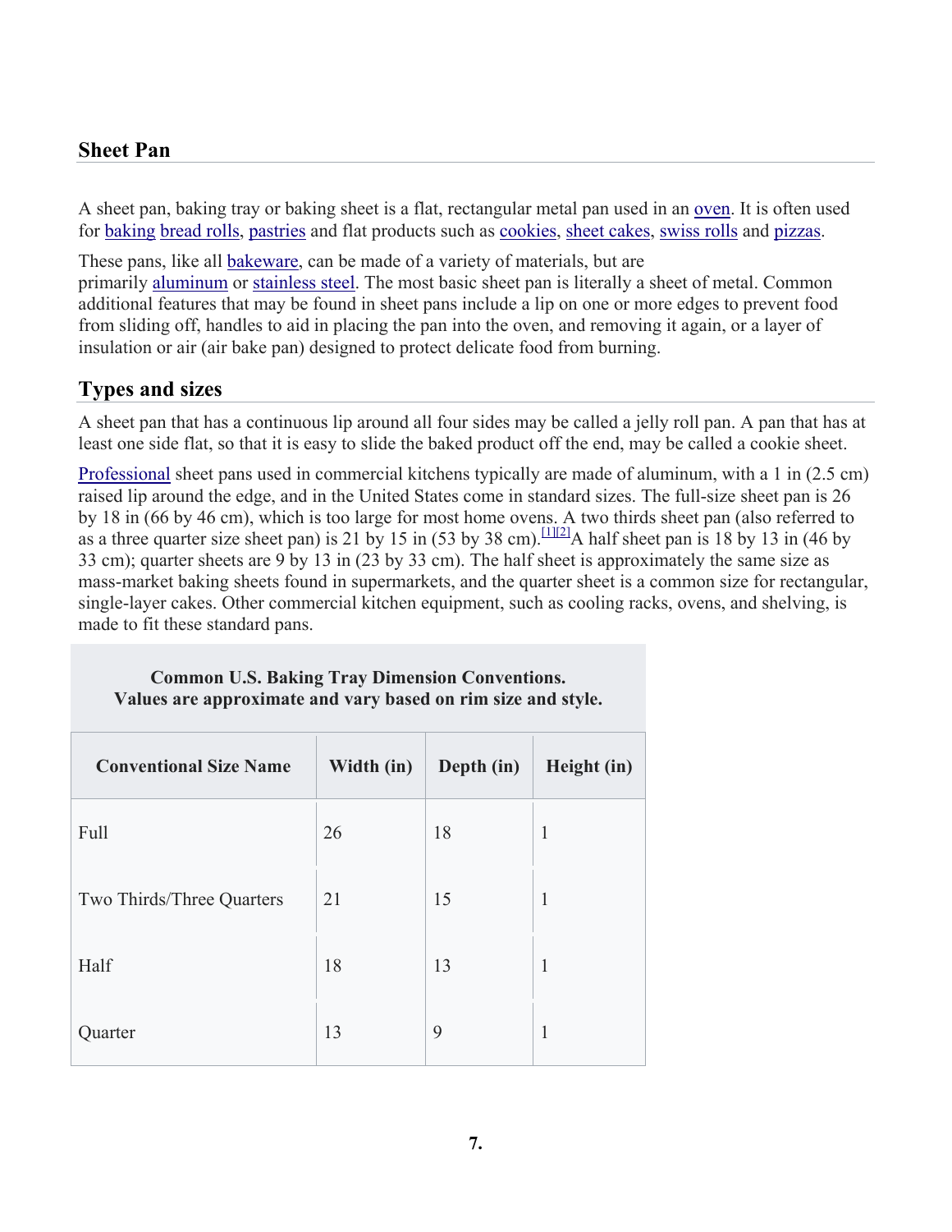## Sheet Pan

A sheet pan, baking tray or baking sheet is a flat, rectangular metal pan used in an oven. It is often used for baking bread rolls, pastries and flat products such as cookies, sheet cakes, swiss rolls and pizzas.

These pans, like all bakeware, can be made of a variety of materials, but are primarily aluminum or stainless steel. The most basic sheet pan is literally a sheet of metal. Common additional features that may be found in sheet pans include a lip on one or more edges to prevent food from sliding off, handles to aid in placing the pan into the oven, and removing it again, or a layer of insulation or air (air bake pan) designed to protect delicate food from burning.

## Types and sizes

A sheet pan that has a continuous lip around all four sides may be called a jelly roll pan. A pan that has at least one side flat, so that it is easy to slide the baked product off the end, may be called a cookie sheet.

Professional sheet pans used in commercial kitchens typically are made of aluminum, with a 1 in (2.5 cm) raised lip around the edge, and in the United States come in standard sizes. The full-size sheet pan is 26 by 18 in (66 by 46 cm), which is too large for most home ovens. A two thirds sheet pan (also referred to as a three quarter size sheet pan) is 21 by 15 in (53 by 38 cm).[1][2] A half sheet pan is 18 by 13 in (46 by 33 cm); quarter sheets are 9 by 13 in (23 by 33 cm). The half sheet is approximately the same size as mass-market baking sheets found in supermarkets, and the quarter sheet is a common size for rectangular, single-layer cakes. Other commercial kitchen equipment, such as cooling racks, ovens, and shelving, is made to fit these standard pans.

**Common U.S. Baking Tray Dimension Conventions.**
**Values are approximate and vary based on rim size and style.**

| Conventional Size Name | Width (in) | Depth (in) | Height (in) |
|---|---|---|---|
| Full | 26 | 18 | 1 |
| Two Thirds/Three Quarters | 21 | 15 | 1 |
| Half | 18 | 13 | 1 |
| Quarter | 13 | 9 | 1 |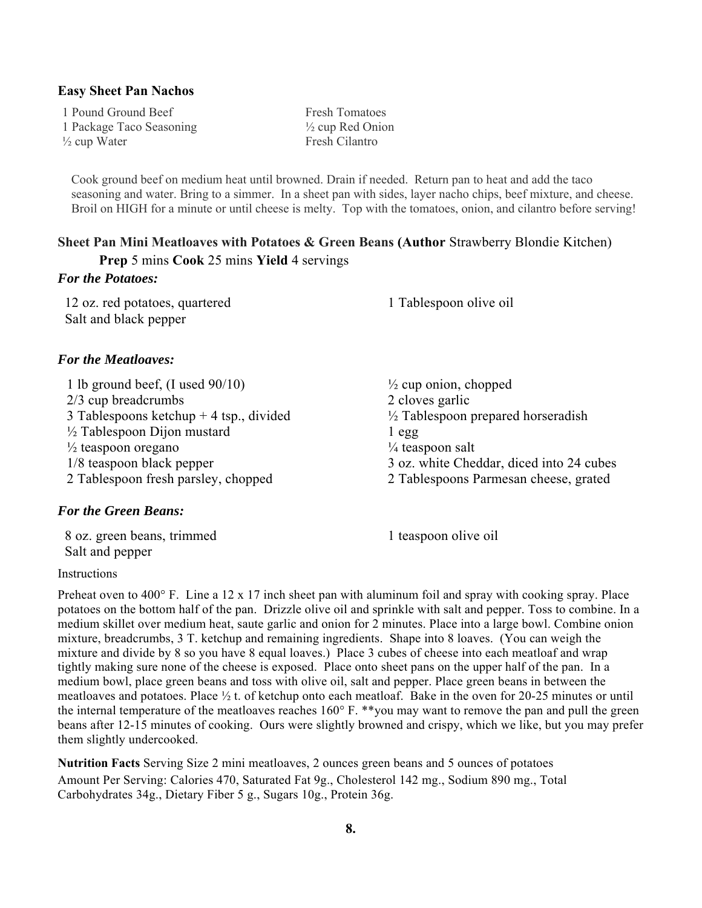**Easy Sheet Pan Nachos**

1 Pound Ground Beef
1 Package Taco Seasoning
½ cup Water
Fresh Tomatoes
½ cup Red Onion
Fresh Cilantro

Cook ground beef on medium heat until browned. Drain if needed. Return pan to heat and add the taco seasoning and water. Bring to a simmer. In a sheet pan with sides, layer nacho chips, beef mixture, and cheese. Broil on HIGH for a minute or until cheese is melty. Top with the tomatoes, onion, and cilantro before serving!

**Sheet Pan Mini Meatloaves with Potatoes & Green Beans (Author** Strawberry Blondie Kitchen)

**Prep** 5 mins **Cook** 25 mins **Yield** 4 servings

***For the Potatoes:***

12 oz. red potatoes, quartered
Salt and black pepper
1 Tablespoon olive oil

***For the Meatloaves:***

1 lb ground beef, (I used 90/10)
2/3 cup breadcrumbs
3 Tablespoons ketchup + 4 tsp., divided
½ Tablespoon Dijon mustard
½ teaspoon oregano
1/8 teaspoon black pepper
2 Tablespoon fresh parsley, chopped
½ cup onion, chopped
2 cloves garlic
½ Tablespoon prepared horseradish
1 egg
¼ teaspoon salt
3 oz. white Cheddar, diced into 24 cubes
2 Tablespoons Parmesan cheese, grated

***For the Green Beans:***

8 oz. green beans, trimmed
Salt and pepper
1 teaspoon olive oil

Instructions

Preheat oven to 400° F. Line a 12 x 17 inch sheet pan with aluminum foil and spray with cooking spray. Place potatoes on the bottom half of the pan. Drizzle olive oil and sprinkle with salt and pepper. Toss to combine. In a medium skillet over medium heat, saute garlic and onion for 2 minutes. Place into a large bowl. Combine onion mixture, breadcrumbs, 3 T. ketchup and remaining ingredients. Shape into 8 loaves. (You can weigh the mixture and divide by 8 so you have 8 equal loaves.) Place 3 cubes of cheese into each meatloaf and wrap tightly making sure none of the cheese is exposed. Place onto sheet pans on the upper half of the pan. In a medium bowl, place green beans and toss with olive oil, salt and pepper. Place green beans in between the meatloaves and potatoes. Place ½ t. of ketchup onto each meatloaf. Bake in the oven for 20-25 minutes or until the internal temperature of the meatloaves reaches 160° F. **you may want to remove the pan and pull the green beans after 12-15 minutes of cooking. Ours were slightly browned and crispy, which we like, but you may prefer them slightly undercooked.

**Nutrition Facts** Serving Size 2 mini meatloaves, 2 ounces green beans and 5 ounces of potatoes
Amount Per Serving: Calories 470, Saturated Fat 9g., Cholesterol 142 mg., Sodium 890 mg., Total Carbohydrates 34g., Dietary Fiber 5 g., Sugars 10g., Protein 36g.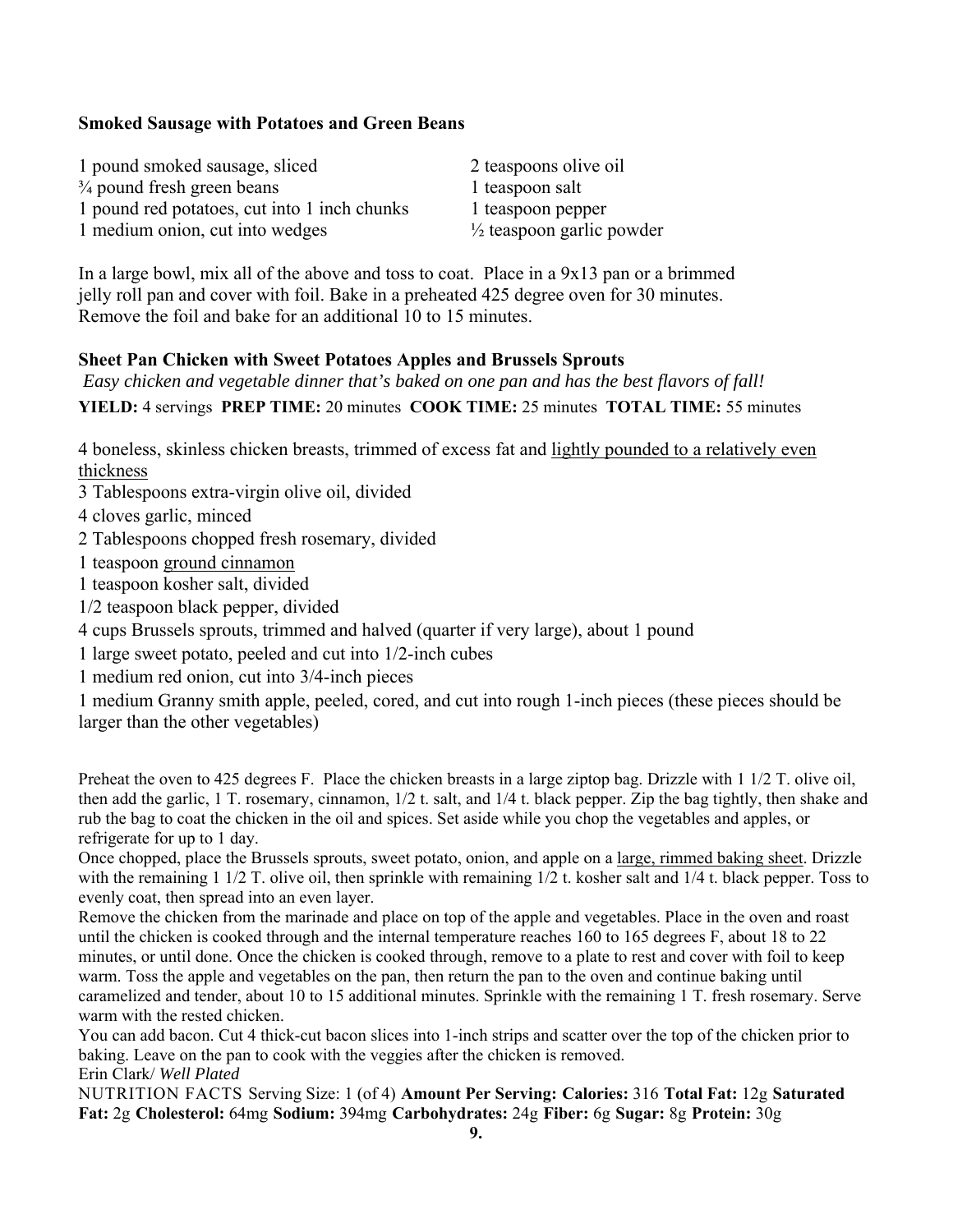**Smoked Sausage with Potatoes and Green Beans**

1 pound smoked sausage, sliced
¾ pound fresh green beans
1 pound red potatoes, cut into 1 inch chunks
1 medium onion, cut into wedges
2 teaspoons olive oil
1 teaspoon salt
1 teaspoon pepper
½ teaspoon garlic powder

In a large bowl, mix all of the above and toss to coat. Place in a 9x13 pan or a brimmed jelly roll pan and cover with foil. Bake in a preheated 425 degree oven for 30 minutes. Remove the foil and bake for an additional 10 to 15 minutes.

**Sheet Pan Chicken with Sweet Potatoes Apples and Brussels Sprouts**

*Easy chicken and vegetable dinner that's baked on one pan and has the best flavors of fall!*

**YIELD:** 4 servings **PREP TIME:** 20 minutes **COOK TIME:** 25 minutes **TOTAL TIME:** 55 minutes

4 boneless, skinless chicken breasts, trimmed of excess fat and lightly pounded to a relatively even thickness
3 Tablespoons extra-virgin olive oil, divided
4 cloves garlic, minced
2 Tablespoons chopped fresh rosemary, divided
1 teaspoon ground cinnamon
1 teaspoon kosher salt, divided
1/2 teaspoon black pepper, divided
4 cups Brussels sprouts, trimmed and halved (quarter if very large), about 1 pound
1 large sweet potato, peeled and cut into 1/2-inch cubes
1 medium red onion, cut into 3/4-inch pieces
1 medium Granny smith apple, peeled, cored, and cut into rough 1-inch pieces (these pieces should be larger than the other vegetables)

Preheat the oven to 425 degrees F. Place the chicken breasts in a large ziptop bag. Drizzle with 1 1/2 T. olive oil, then add the garlic, 1 T. rosemary, cinnamon, 1/2 t. salt, and 1/4 t. black pepper. Zip the bag tightly, then shake and rub the bag to coat the chicken in the oil and spices. Set aside while you chop the vegetables and apples, or refrigerate for up to 1 day.

Once chopped, place the Brussels sprouts, sweet potato, onion, and apple on a large, rimmed baking sheet. Drizzle with the remaining 1 1/2 T. olive oil, then sprinkle with remaining 1/2 t. kosher salt and 1/4 t. black pepper. Toss to evenly coat, then spread into an even layer.

Remove the chicken from the marinade and place on top of the apple and vegetables. Place in the oven and roast until the chicken is cooked through and the internal temperature reaches 160 to 165 degrees F, about 18 to 22 minutes, or until done. Once the chicken is cooked through, remove to a plate to rest and cover with foil to keep warm. Toss the apple and vegetables on the pan, then return the pan to the oven and continue baking until caramelized and tender, about 10 to 15 additional minutes. Sprinkle with the remaining 1 T. fresh rosemary. Serve warm with the rested chicken.

You can add bacon. Cut 4 thick-cut bacon slices into 1-inch strips and scatter over the top of the chicken prior to baking. Leave on the pan to cook with the veggies after the chicken is removed.

Erin Clark/ *Well Plated*

NUTRITION FACTS Serving Size: 1 (of 4) **Amount Per Serving: Calories:** 316 **Total Fat:** 12g **Saturated Fat:** 2g **Cholesterol:** 64mg **Sodium:** 394mg **Carbohydrates:** 24g **Fiber:** 6g **Sugar:** 8g **Protein:** 30g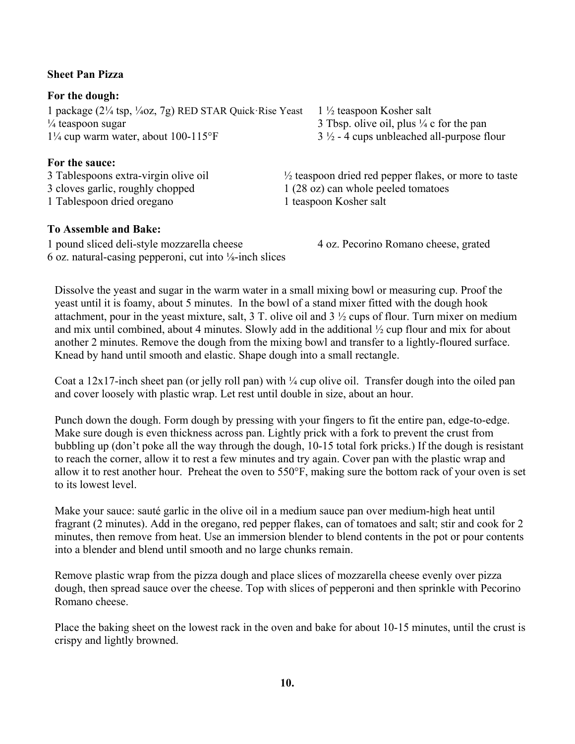**Sheet Pan Pizza**

**For the dough:**

1 package (2¼ tsp, ¼oz, 7g) RED STAR Quick·Rise Yeast
¼ teaspoon sugar
1¼ cup warm water, about 100-115°F
1 ½ teaspoon Kosher salt
3 Tbsp. olive oil, plus ¼ c for the pan
3 ½ - 4 cups unbleached all-purpose flour

**For the sauce:**

3 Tablespoons extra-virgin olive oil
3 cloves garlic, roughly chopped
1 Tablespoon dried oregano
½ teaspoon dried red pepper flakes, or more to taste
1 (28 oz) can whole peeled tomatoes
1 teaspoon Kosher salt

**To Assemble and Bake:**

1 pound sliced deli-style mozzarella cheese
6 oz. natural-casing pepperoni, cut into ⅛-inch slices
4 oz. Pecorino Romano cheese, grated

Dissolve the yeast and sugar in the warm water in a small mixing bowl or measuring cup. Proof the yeast until it is foamy, about 5 minutes. In the bowl of a stand mixer fitted with the dough hook attachment, pour in the yeast mixture, salt, 3 T. olive oil and 3 ½ cups of flour. Turn mixer on medium and mix until combined, about 4 minutes. Slowly add in the additional ½ cup flour and mix for about another 2 minutes. Remove the dough from the mixing bowl and transfer to a lightly-floured surface. Knead by hand until smooth and elastic. Shape dough into a small rectangle.

Coat a 12x17-inch sheet pan (or jelly roll pan) with ¼ cup olive oil. Transfer dough into the oiled pan and cover loosely with plastic wrap. Let rest until double in size, about an hour.

Punch down the dough. Form dough by pressing with your fingers to fit the entire pan, edge-to-edge. Make sure dough is even thickness across pan. Lightly prick with a fork to prevent the crust from bubbling up (don't poke all the way through the dough, 10-15 total fork pricks.) If the dough is resistant to reach the corner, allow it to rest a few minutes and try again. Cover pan with the plastic wrap and allow it to rest another hour. Preheat the oven to 550°F, making sure the bottom rack of your oven is set to its lowest level.

Make your sauce: sauté garlic in the olive oil in a medium sauce pan over medium-high heat until fragrant (2 minutes). Add in the oregano, red pepper flakes, can of tomatoes and salt; stir and cook for 2 minutes, then remove from heat. Use an immersion blender to blend contents in the pot or pour contents into a blender and blend until smooth and no large chunks remain.

Remove plastic wrap from the pizza dough and place slices of mozzarella cheese evenly over pizza dough, then spread sauce over the cheese. Top with slices of pepperoni and then sprinkle with Pecorino Romano cheese.

Place the baking sheet on the lowest rack in the oven and bake for about 10-15 minutes, until the crust is crispy and lightly browned.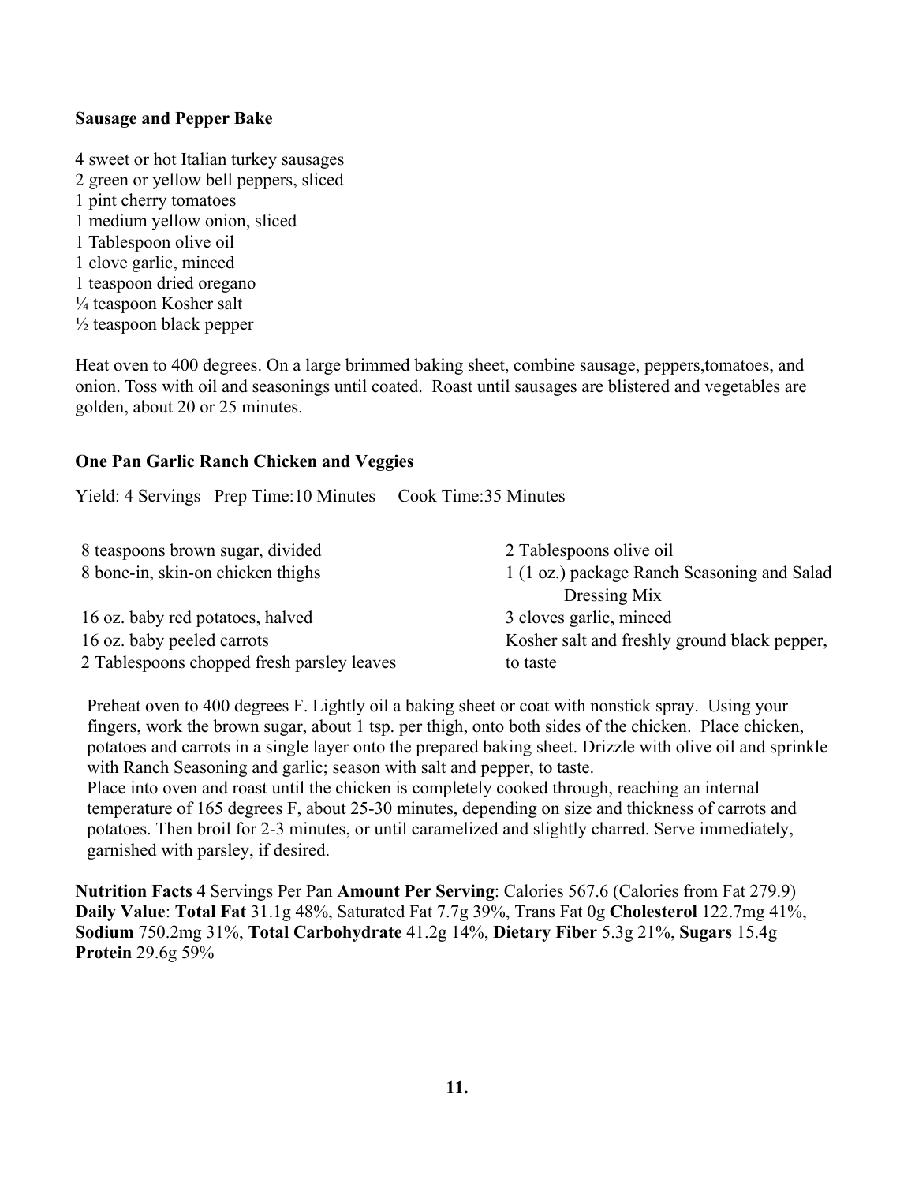**Sausage and Pepper Bake**

4 sweet or hot Italian turkey sausages
2 green or yellow bell peppers, sliced
1 pint cherry tomatoes
1 medium yellow onion, sliced
1 Tablespoon olive oil
1 clove garlic, minced
1 teaspoon dried oregano
¼ teaspoon Kosher salt
½ teaspoon black pepper

Heat oven to 400 degrees. On a large brimmed baking sheet, combine sausage, peppers,tomatoes, and onion. Toss with oil and seasonings until coated. Roast until sausages are blistered and vegetables are golden, about 20 or 25 minutes.

**One Pan Garlic Ranch Chicken and Veggies**

Yield: 4 Servings Prep Time:10 Minutes Cook Time:35 Minutes

8 teaspoons brown sugar, divided
8 bone-in, skin-on chicken thighs
16 oz. baby red potatoes, halved
16 oz. baby peeled carrots
2 Tablespoons chopped fresh parsley leaves
2 Tablespoons olive oil
1 (1 oz.) package Ranch Seasoning and Salad Dressing Mix
3 cloves garlic, minced
Kosher salt and freshly ground black pepper, to taste

Preheat oven to 400 degrees F. Lightly oil a baking sheet or coat with nonstick spray. Using your fingers, work the brown sugar, about 1 tsp. per thigh, onto both sides of the chicken. Place chicken, potatoes and carrots in a single layer onto the prepared baking sheet. Drizzle with olive oil and sprinkle with Ranch Seasoning and garlic; season with salt and pepper, to taste.
Place into oven and roast until the chicken is completely cooked through, reaching an internal temperature of 165 degrees F, about 25-30 minutes, depending on size and thickness of carrots and potatoes. Then broil for 2-3 minutes, or until caramelized and slightly charred. Serve immediately, garnished with parsley, if desired.

**Nutrition Facts** 4 Servings Per Pan **Amount Per Serving**: Calories 567.6 (Calories from Fat 279.9) **Daily Value**: **Total Fat** 31.1g 48%, Saturated Fat 7.7g 39%, Trans Fat 0g **Cholesterol** 122.7mg 41%, **Sodium** 750.2mg 31%, **Total Carbohydrate** 41.2g 14%, **Dietary Fiber** 5.3g 21%, **Sugars** 15.4g **Protein** 29.6g 59%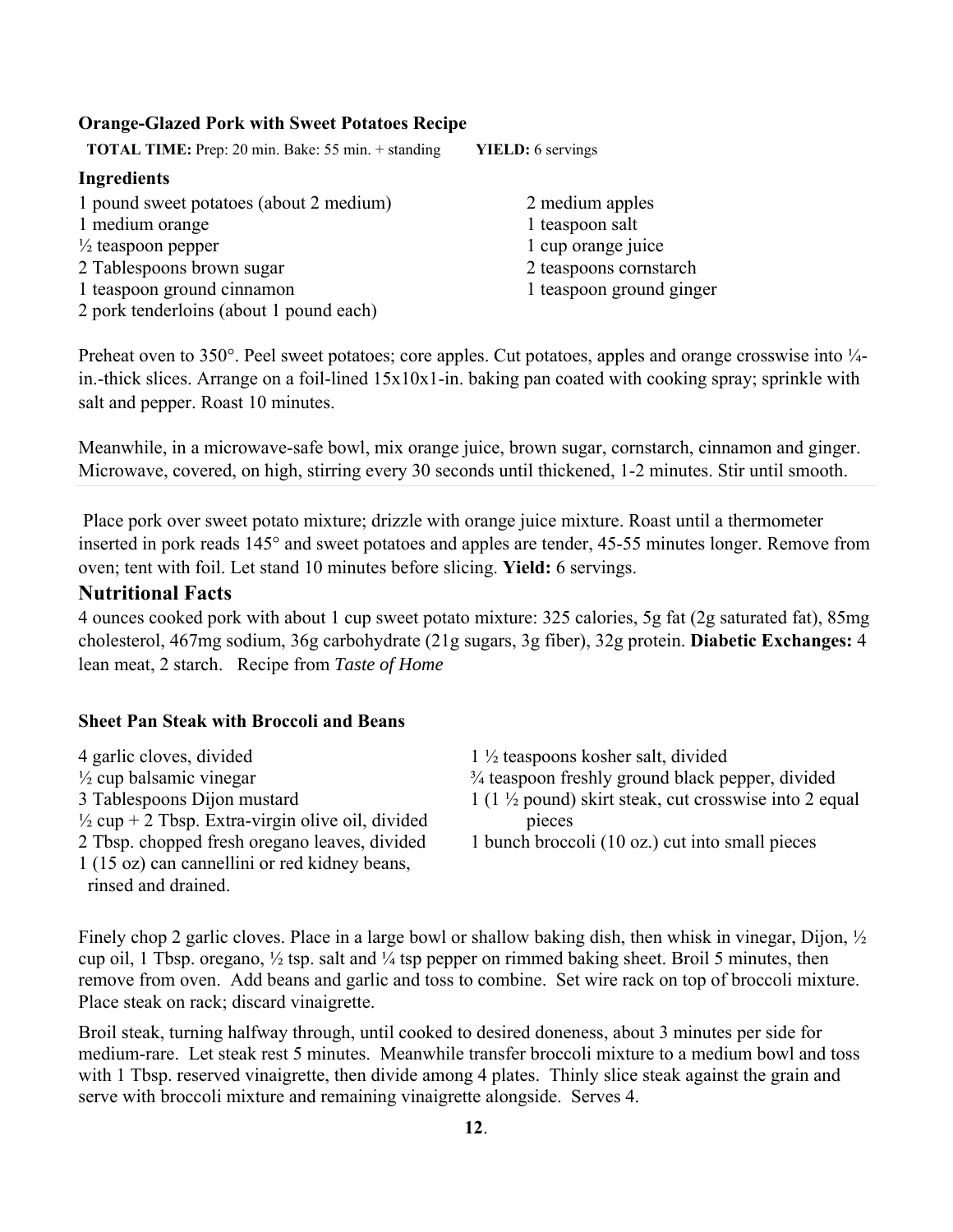**Orange-Glazed Pork with Sweet Potatoes Recipe**

**TOTAL TIME:** Prep: 20 min. Bake: 55 min. + standing **YIELD:** 6 servings

**Ingredients**

1 pound sweet potatoes (about 2 medium)
1 medium orange
½ teaspoon pepper
2 Tablespoons brown sugar
1 teaspoon ground cinnamon
2 pork tenderloins (about 1 pound each)
2 medium apples
1 teaspoon salt
1 cup orange juice
2 teaspoons cornstarch
1 teaspoon ground ginger

Preheat oven to 350°. Peel sweet potatoes; core apples. Cut potatoes, apples and orange crosswise into ¼-in.-thick slices. Arrange on a foil-lined 15x10x1-in. baking pan coated with cooking spray; sprinkle with salt and pepper. Roast 10 minutes.

Meanwhile, in a microwave-safe bowl, mix orange juice, brown sugar, cornstarch, cinnamon and ginger. Microwave, covered, on high, stirring every 30 seconds until thickened, 1-2 minutes. Stir until smooth.

Place pork over sweet potato mixture; drizzle with orange juice mixture. Roast until a thermometer inserted in pork reads 145° and sweet potatoes and apples are tender, 45-55 minutes longer. Remove from oven; tent with foil. Let stand 10 minutes before slicing. **Yield:** 6 servings.

## Nutritional Facts

4 ounces cooked pork with about 1 cup sweet potato mixture: 325 calories, 5g fat (2g saturated fat), 85mg cholesterol, 467mg sodium, 36g carbohydrate (21g sugars, 3g fiber), 32g protein. **Diabetic Exchanges:** 4 lean meat, 2 starch. Recipe from *Taste of Home*

**Sheet Pan Steak with Broccoli and Beans**

4 garlic cloves, divided
½ cup balsamic vinegar
3 Tablespoons Dijon mustard
½ cup + 2 Tbsp. Extra-virgin olive oil, divided
2 Tbsp. chopped fresh oregano leaves, divided
1 (15 oz) can cannellini or red kidney beans, rinsed and drained.
1 ½ teaspoons kosher salt, divided
¾ teaspoon freshly ground black pepper, divided
1 (1 ½ pound) skirt steak, cut crosswise into 2 equal pieces
1 bunch broccoli (10 oz.) cut into small pieces

Finely chop 2 garlic cloves. Place in a large bowl or shallow baking dish, then whisk in vinegar, Dijon, ½ cup oil, 1 Tbsp. oregano, ½ tsp. salt and ¼ tsp pepper on rimmed baking sheet. Broil 5 minutes, then remove from oven. Add beans and garlic and toss to combine. Set wire rack on top of broccoli mixture. Place steak on rack; discard vinaigrette.

Broil steak, turning halfway through, until cooked to desired doneness, about 3 minutes per side for medium-rare. Let steak rest 5 minutes. Meanwhile transfer broccoli mixture to a medium bowl and toss with 1 Tbsp. reserved vinaigrette, then divide among 4 plates. Thinly slice steak against the grain and serve with broccoli mixture and remaining vinaigrette alongside. Serves 4.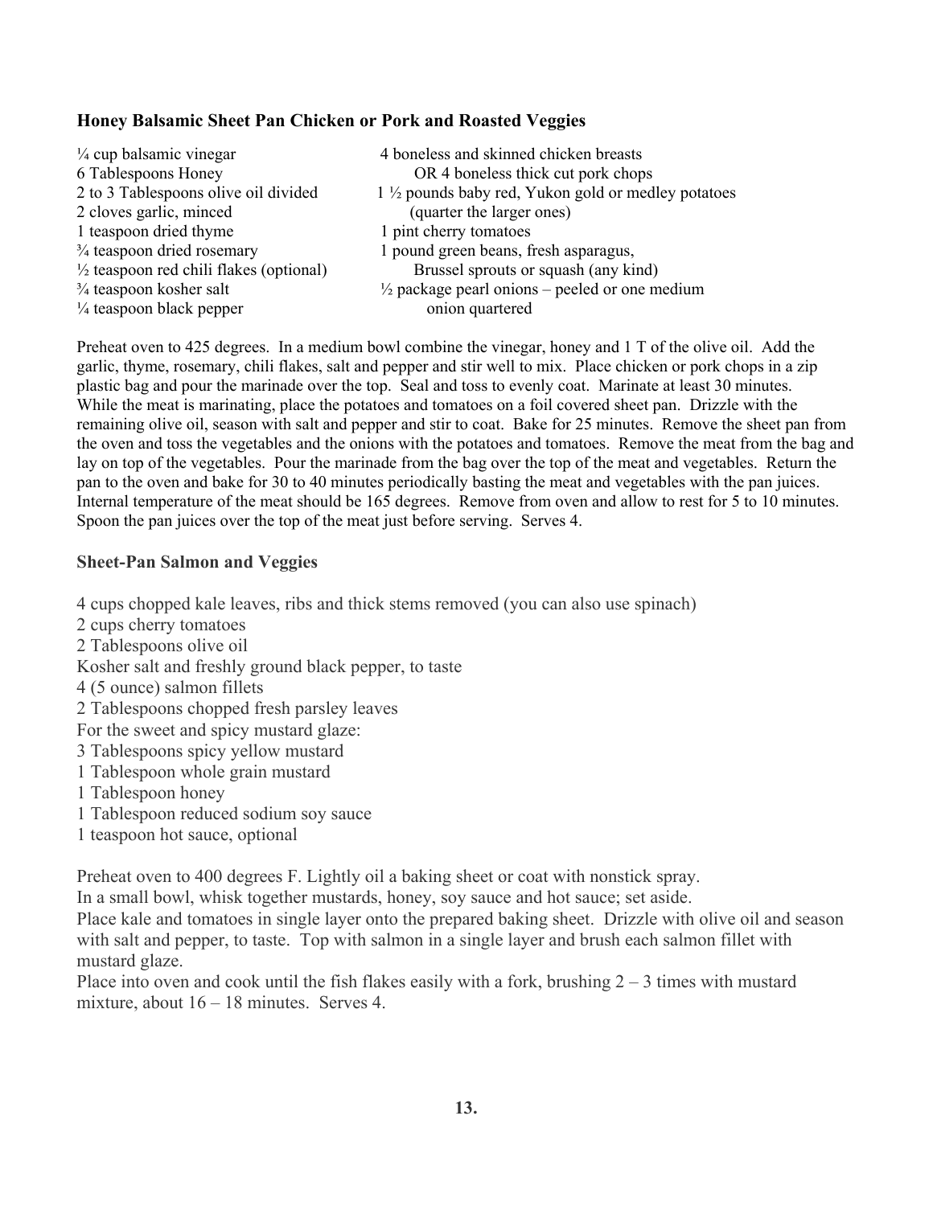**Honey Balsamic Sheet Pan Chicken or Pork and Roasted Veggies**

¼ cup balsamic vinegar
6 Tablespoons Honey
2 to 3 Tablespoons olive oil divided
2 cloves garlic, minced
1 teaspoon dried thyme
¾ teaspoon dried rosemary
½ teaspoon red chili flakes (optional)
¾ teaspoon kosher salt
¼ teaspoon black pepper

4 boneless and skinned chicken breasts
OR 4 boneless thick cut pork chops
1 ½ pounds baby red, Yukon gold or medley potatoes
(quarter the larger ones)
1 pint cherry tomatoes
1 pound green beans, fresh asparagus,
Brussel sprouts or squash (any kind)
½ package pearl onions – peeled or one medium
onion quartered

Preheat oven to 425 degrees. In a medium bowl combine the vinegar, honey and 1 T of the olive oil. Add the garlic, thyme, rosemary, chili flakes, salt and pepper and stir well to mix. Place chicken or pork chops in a zip plastic bag and pour the marinade over the top. Seal and toss to evenly coat. Marinate at least 30 minutes. While the meat is marinating, place the potatoes and tomatoes on a foil covered sheet pan. Drizzle with the remaining olive oil, season with salt and pepper and stir to coat. Bake for 25 minutes. Remove the sheet pan from the oven and toss the vegetables and the onions with the potatoes and tomatoes. Remove the meat from the bag and lay on top of the vegetables. Pour the marinade from the bag over the top of the meat and vegetables. Return the pan to the oven and bake for 30 to 40 minutes periodically basting the meat and vegetables with the pan juices. Internal temperature of the meat should be 165 degrees. Remove from oven and allow to rest for 5 to 10 minutes. Spoon the pan juices over the top of the meat just before serving. Serves 4.

**Sheet-Pan Salmon and Veggies**

4 cups chopped kale leaves, ribs and thick stems removed (you can also use spinach)
2 cups cherry tomatoes
2 Tablespoons olive oil
Kosher salt and freshly ground black pepper, to taste
4 (5 ounce) salmon fillets
2 Tablespoons chopped fresh parsley leaves
For the sweet and spicy mustard glaze:
3 Tablespoons spicy yellow mustard
1 Tablespoon whole grain mustard
1 Tablespoon honey
1 Tablespoon reduced sodium soy sauce
1 teaspoon hot sauce, optional

Preheat oven to 400 degrees F. Lightly oil a baking sheet or coat with nonstick spray.
In a small bowl, whisk together mustards, honey, soy sauce and hot sauce; set aside.
Place kale and tomatoes in single layer onto the prepared baking sheet. Drizzle with olive oil and season with salt and pepper, to taste. Top with salmon in a single layer and brush each salmon fillet with mustard glaze.
Place into oven and cook until the fish flakes easily with a fork, brushing 2 – 3 times with mustard mixture, about 16 – 18 minutes. Serves 4.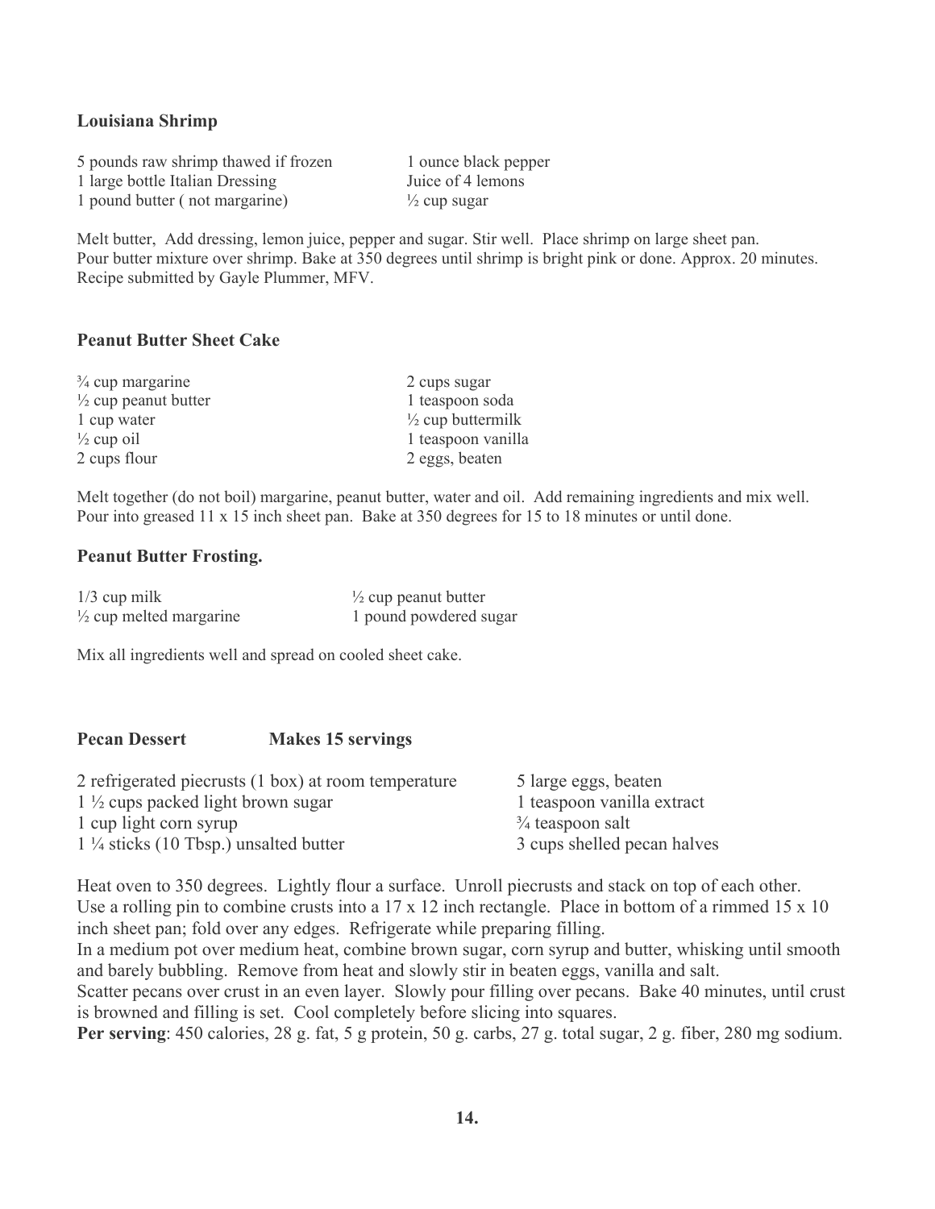### Louisiana Shrimp

5 pounds raw shrimp thawed if frozen
1 large bottle Italian Dressing
1 pound butter ( not margarine)
1 ounce black pepper
Juice of 4 lemons
½ cup sugar

Melt butter, Add dressing, lemon juice, pepper and sugar. Stir well. Place shrimp on large sheet pan. Pour butter mixture over shrimp. Bake at 350 degrees until shrimp is bright pink or done. Approx. 20 minutes. Recipe submitted by Gayle Plummer, MFV.

### Peanut Butter Sheet Cake

¾ cup margarine
½ cup peanut butter
1 cup water
½ cup oil
2 cups flour
2 cups sugar
1 teaspoon soda
½ cup buttermilk
1 teaspoon vanilla
2 eggs, beaten

Melt together (do not boil) margarine, peanut butter, water and oil. Add remaining ingredients and mix well. Pour into greased 11 x 15 inch sheet pan. Bake at 350 degrees for 15 to 18 minutes or until done.

### Peanut Butter Frosting.

1/3 cup milk
½ cup melted margarine
½ cup peanut butter
1 pound powdered sugar

Mix all ingredients well and spread on cooled sheet cake.

### Pecan Dessert Makes 15 servings

2 refrigerated piecrusts (1 box) at room temperature
1 ½ cups packed light brown sugar
1 cup light corn syrup
1 ¼ sticks (10 Tbsp.) unsalted butter
5 large eggs, beaten
1 teaspoon vanilla extract
¾ teaspoon salt
3 cups shelled pecan halves

Heat oven to 350 degrees. Lightly flour a surface. Unroll piecrusts and stack on top of each other. Use a rolling pin to combine crusts into a 17 x 12 inch rectangle. Place in bottom of a rimmed 15 x 10 inch sheet pan; fold over any edges. Refrigerate while preparing filling.
In a medium pot over medium heat, combine brown sugar, corn syrup and butter, whisking until smooth and barely bubbling. Remove from heat and slowly stir in beaten eggs, vanilla and salt.
Scatter pecans over crust in an even layer. Slowly pour filling over pecans. Bake 40 minutes, until crust is browned and filling is set. Cool completely before slicing into squares.
**Per serving**: 450 calories, 28 g. fat, 5 g protein, 50 g. carbs, 27 g. total sugar, 2 g. fiber, 280 mg sodium.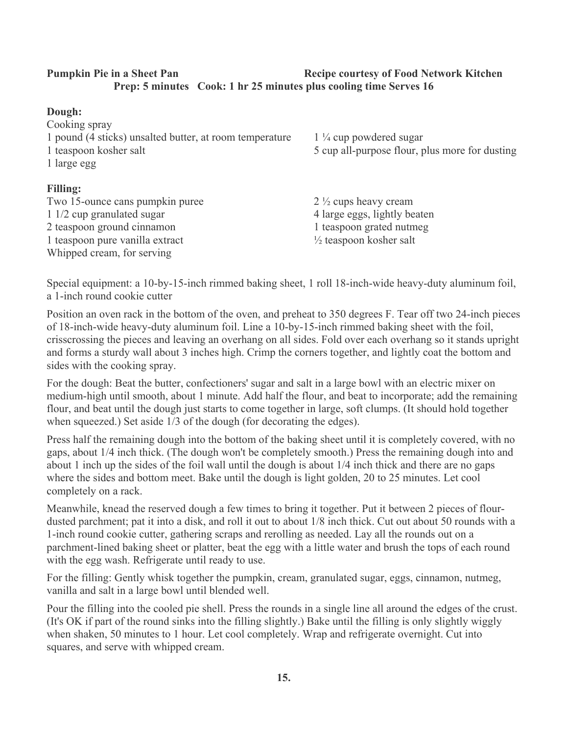**Pumpkin Pie in a Sheet Pan** **Recipe courtesy of Food Network Kitchen**

**Prep: 5 minutes Cook: 1 hr 25 minutes plus cooling time Serves 16**

**Dough:**

Cooking spray
1 pound (4 sticks) unsalted butter, at room temperature
1 teaspoon kosher salt
1 large egg
1 ¼ cup powdered sugar
5 cup all-purpose flour, plus more for dusting

**Filling:**

Two 15-ounce cans pumpkin puree
1 1/2 cup granulated sugar
2 teaspoon ground cinnamon
1 teaspoon pure vanilla extract
Whipped cream, for serving
2 ½ cups heavy cream
4 large eggs, lightly beaten
1 teaspoon grated nutmeg
½ teaspoon kosher salt

Special equipment: a 10-by-15-inch rimmed baking sheet, 1 roll 18-inch-wide heavy-duty aluminum foil, a 1-inch round cookie cutter

Position an oven rack in the bottom of the oven, and preheat to 350 degrees F. Tear off two 24-inch pieces of 18-inch-wide heavy-duty aluminum foil. Line a 10-by-15-inch rimmed baking sheet with the foil, crisscrossing the pieces and leaving an overhang on all sides. Fold over each overhang so it stands upright and forms a sturdy wall about 3 inches high. Crimp the corners together, and lightly coat the bottom and sides with the cooking spray.

For the dough: Beat the butter, confectioners' sugar and salt in a large bowl with an electric mixer on medium-high until smooth, about 1 minute. Add half the flour, and beat to incorporate; add the remaining flour, and beat until the dough just starts to come together in large, soft clumps. (It should hold together when squeezed.) Set aside 1/3 of the dough (for decorating the edges).

Press half the remaining dough into the bottom of the baking sheet until it is completely covered, with no gaps, about 1/4 inch thick. (The dough won't be completely smooth.) Press the remaining dough into and about 1 inch up the sides of the foil wall until the dough is about 1/4 inch thick and there are no gaps where the sides and bottom meet. Bake until the dough is light golden, 20 to 25 minutes. Let cool completely on a rack.

Meanwhile, knead the reserved dough a few times to bring it together. Put it between 2 pieces of flour-dusted parchment; pat it into a disk, and roll it out to about 1/8 inch thick. Cut out about 50 rounds with a 1-inch round cookie cutter, gathering scraps and rerolling as needed. Lay all the rounds out on a parchment-lined baking sheet or platter, beat the egg with a little water and brush the tops of each round with the egg wash. Refrigerate until ready to use.

For the filling: Gently whisk together the pumpkin, cream, granulated sugar, eggs, cinnamon, nutmeg, vanilla and salt in a large bowl until blended well.

Pour the filling into the cooled pie shell. Press the rounds in a single line all around the edges of the crust. (It's OK if part of the round sinks into the filling slightly.) Bake until the filling is only slightly wiggly when shaken, 50 minutes to 1 hour. Let cool completely. Wrap and refrigerate overnight. Cut into squares, and serve with whipped cream.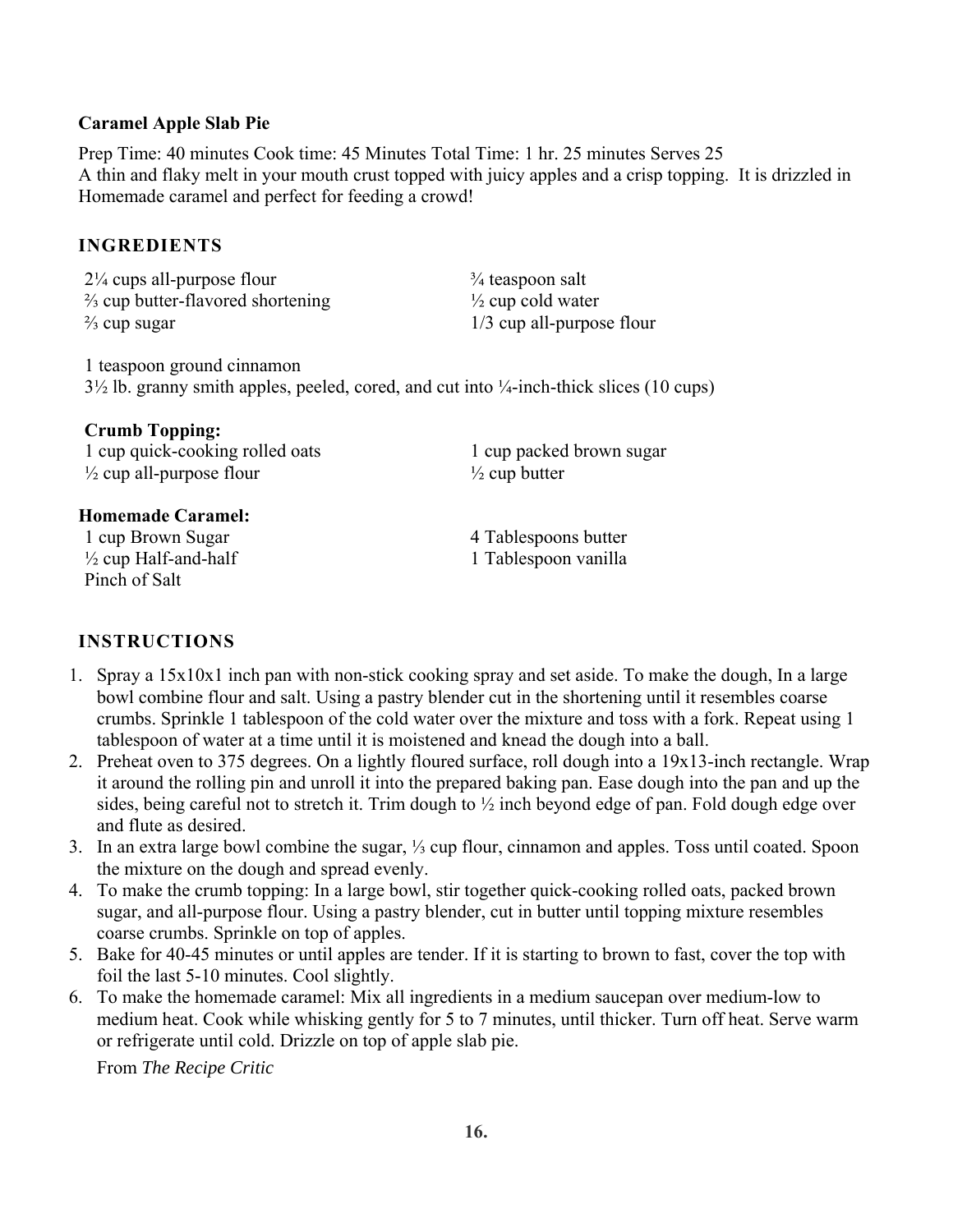**Caramel Apple Slab Pie**

Prep Time: 40 minutes Cook time: 45 Minutes Total Time: 1 hr. 25 minutes Serves 25
A thin and flaky melt in your mouth crust topped with juicy apples and a crisp topping. It is drizzled in Homemade caramel and perfect for feeding a crowd!

## INGREDIENTS

2¼ cups all-purpose flour
⅔ cup butter-flavored shortening
⅔ cup sugar
¾ teaspoon salt
½ cup cold water
1/3 cup all-purpose flour

1 teaspoon ground cinnamon
3½ lb. granny smith apples, peeled, cored, and cut into ¼-inch-thick slices (10 cups)

**Crumb Topping:**
1 cup quick-cooking rolled oats
½ cup all-purpose flour
1 cup packed brown sugar
½ cup butter

**Homemade Caramel:**
1 cup Brown Sugar
½ cup Half-and-half
Pinch of Salt
4 Tablespoons butter
1 Tablespoon vanilla

## INSTRUCTIONS

1. Spray a 15x10x1 inch pan with non-stick cooking spray and set aside. To make the dough, In a large bowl combine flour and salt. Using a pastry blender cut in the shortening until it resembles coarse crumbs. Sprinkle 1 tablespoon of the cold water over the mixture and toss with a fork. Repeat using 1 tablespoon of water at a time until it is moistened and knead the dough into a ball.
2. Preheat oven to 375 degrees. On a lightly floured surface, roll dough into a 19x13-inch rectangle. Wrap it around the rolling pin and unroll it into the prepared baking pan. Ease dough into the pan and up the sides, being careful not to stretch it. Trim dough to ½ inch beyond edge of pan. Fold dough edge over and flute as desired.
3. In an extra large bowl combine the sugar, ⅓ cup flour, cinnamon and apples. Toss until coated. Spoon the mixture on the dough and spread evenly.
4. To make the crumb topping: In a large bowl, stir together quick-cooking rolled oats, packed brown sugar, and all-purpose flour. Using a pastry blender, cut in butter until topping mixture resembles coarse crumbs. Sprinkle on top of apples.
5. Bake for 40-45 minutes or until apples are tender. If it is starting to brown to fast, cover the top with foil the last 5-10 minutes. Cool slightly.
6. To make the homemade caramel: Mix all ingredients in a medium saucepan over medium-low to medium heat. Cook while whisking gently for 5 to 7 minutes, until thicker. Turn off heat. Serve warm or refrigerate until cold. Drizzle on top of apple slab pie.

   From *The Recipe Critic*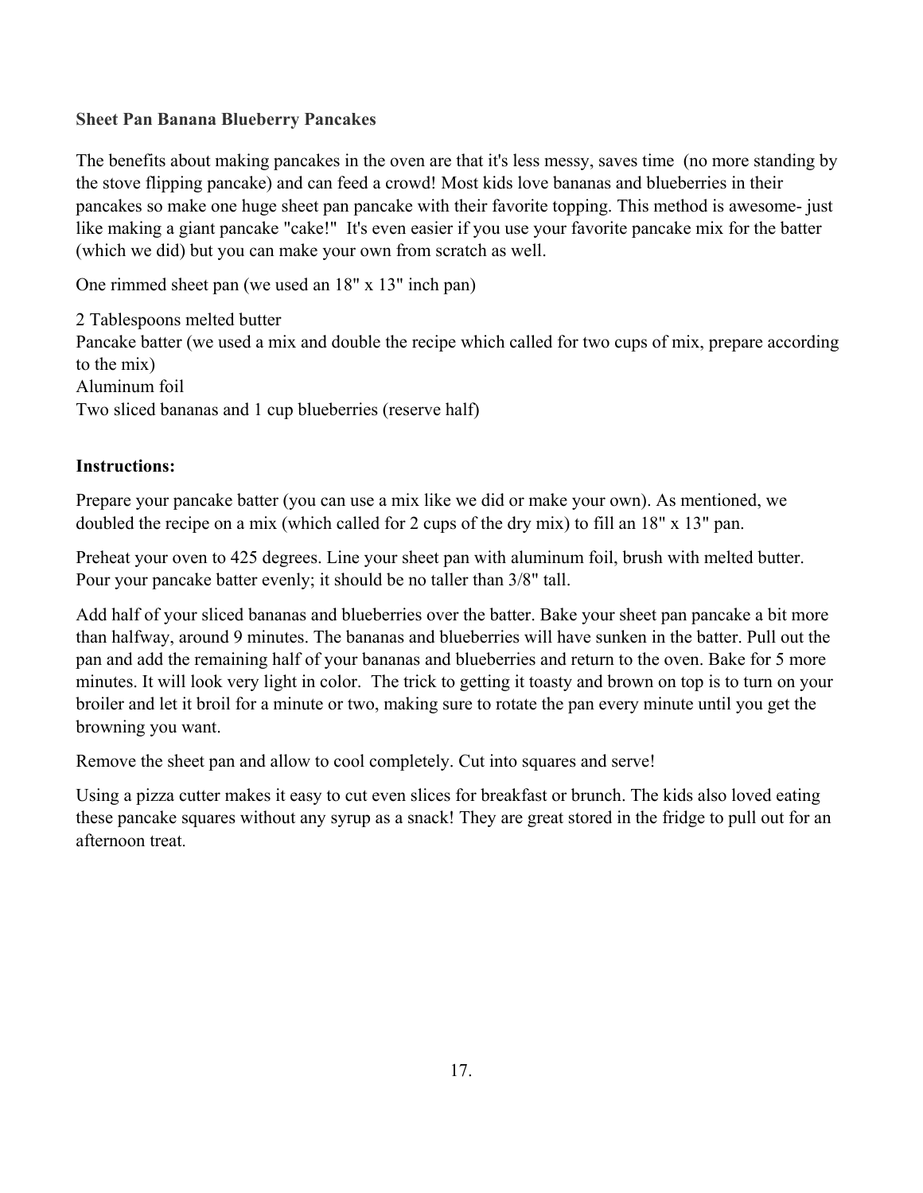**Sheet Pan Banana Blueberry Pancakes**

The benefits about making pancakes in the oven are that it's less messy, saves time (no more standing by the stove flipping pancake) and can feed a crowd! Most kids love bananas and blueberries in their pancakes so make one huge sheet pan pancake with their favorite topping. This method is awesome- just like making a giant pancake "cake!" It's even easier if you use your favorite pancake mix for the batter (which we did) but you can make your own from scratch as well.

One rimmed sheet pan (we used an 18" x 13" inch pan)

2 Tablespoons melted butter
Pancake batter (we used a mix and double the recipe which called for two cups of mix, prepare according to the mix)
Aluminum foil
Two sliced bananas and 1 cup blueberries (reserve half)

**Instructions:**

Prepare your pancake batter (you can use a mix like we did or make your own). As mentioned, we doubled the recipe on a mix (which called for 2 cups of the dry mix) to fill an 18" x 13" pan.

Preheat your oven to 425 degrees. Line your sheet pan with aluminum foil, brush with melted butter. Pour your pancake batter evenly; it should be no taller than 3/8" tall.

Add half of your sliced bananas and blueberries over the batter. Bake your sheet pan pancake a bit more than halfway, around 9 minutes. The bananas and blueberries will have sunken in the batter. Pull out the pan and add the remaining half of your bananas and blueberries and return to the oven. Bake for 5 more minutes. It will look very light in color. The trick to getting it toasty and brown on top is to turn on your broiler and let it broil for a minute or two, making sure to rotate the pan every minute until you get the browning you want.

Remove the sheet pan and allow to cool completely. Cut into squares and serve!

Using a pizza cutter makes it easy to cut even slices for breakfast or brunch. The kids also loved eating these pancake squares without any syrup as a snack! They are great stored in the fridge to pull out for an afternoon treat.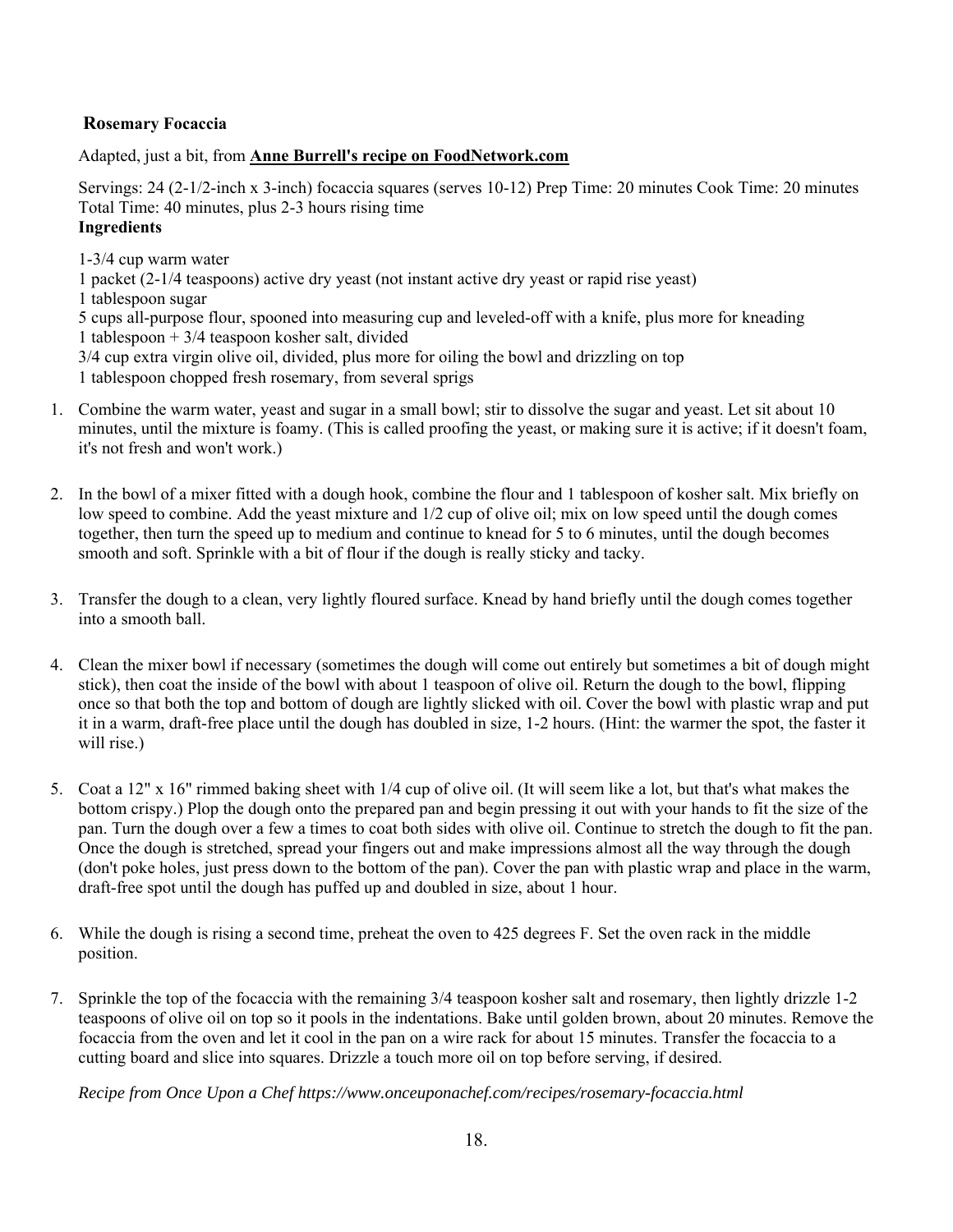## Rosemary Focaccia

Adapted, just a bit, from **Anne Burrell's recipe on FoodNetwork.com**

Servings: 24 (2-1/2-inch x 3-inch) focaccia squares (serves 10-12) Prep Time: 20 minutes Cook Time: 20 minutes Total Time: 40 minutes, plus 2-3 hours rising time

### Ingredients

1-3/4 cup warm water
1 packet (2-1/4 teaspoons) active dry yeast (not instant active dry yeast or rapid rise yeast)
1 tablespoon sugar
5 cups all-purpose flour, spooned into measuring cup and leveled-off with a knife, plus more for kneading
1 tablespoon + 3/4 teaspoon kosher salt, divided
3/4 cup extra virgin olive oil, divided, plus more for oiling the bowl and drizzling on top
1 tablespoon chopped fresh rosemary, from several sprigs

1. Combine the warm water, yeast and sugar in a small bowl; stir to dissolve the sugar and yeast. Let sit about 10 minutes, until the mixture is foamy. (This is called proofing the yeast, or making sure it is active; if it doesn't foam, it's not fresh and won't work.)

2. In the bowl of a mixer fitted with a dough hook, combine the flour and 1 tablespoon of kosher salt. Mix briefly on low speed to combine. Add the yeast mixture and 1/2 cup of olive oil; mix on low speed until the dough comes together, then turn the speed up to medium and continue to knead for 5 to 6 minutes, until the dough becomes smooth and soft. Sprinkle with a bit of flour if the dough is really sticky and tacky.

3. Transfer the dough to a clean, very lightly floured surface. Knead by hand briefly until the dough comes together into a smooth ball.

4. Clean the mixer bowl if necessary (sometimes the dough will come out entirely but sometimes a bit of dough might stick), then coat the inside of the bowl with about 1 teaspoon of olive oil. Return the dough to the bowl, flipping once so that both the top and bottom of dough are lightly slicked with oil. Cover the bowl with plastic wrap and put it in a warm, draft-free place until the dough has doubled in size, 1-2 hours. (Hint: the warmer the spot, the faster it will rise.)

5. Coat a 12" x 16" rimmed baking sheet with 1/4 cup of olive oil. (It will seem like a lot, but that's what makes the bottom crispy.) Plop the dough onto the prepared pan and begin pressing it out with your hands to fit the size of the pan. Turn the dough over a few a times to coat both sides with olive oil. Continue to stretch the dough to fit the pan. Once the dough is stretched, spread your fingers out and make impressions almost all the way through the dough (don't poke holes, just press down to the bottom of the pan). Cover the pan with plastic wrap and place in the warm, draft-free spot until the dough has puffed up and doubled in size, about 1 hour.

6. While the dough is rising a second time, preheat the oven to 425 degrees F. Set the oven rack in the middle position.

7. Sprinkle the top of the focaccia with the remaining 3/4 teaspoon kosher salt and rosemary, then lightly drizzle 1-2 teaspoons of olive oil on top so it pools in the indentations. Bake until golden brown, about 20 minutes. Remove the focaccia from the oven and let it cool in the pan on a wire rack for about 15 minutes. Transfer the focaccia to a cutting board and slice into squares. Drizzle a touch more oil on top before serving, if desired.

*Recipe from Once Upon a Chef https://www.onceuponachef.com/recipes/rosemary-focaccia.html*